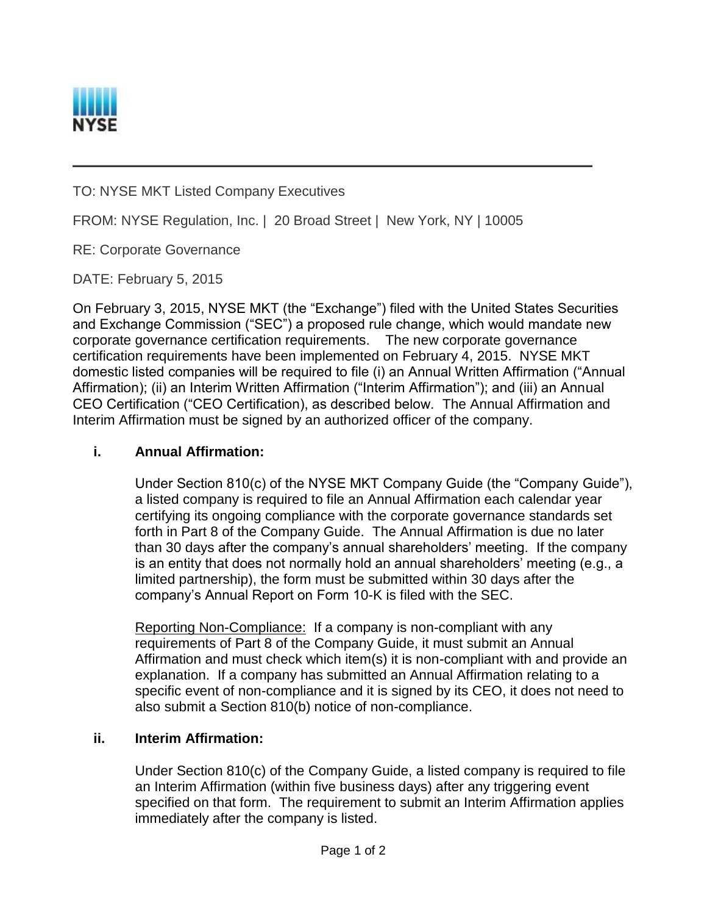TO: NYSE MKT Listed Company Executives

FROM: NYSE Regulation, Inc. | 20 Broad Street | New York, NY | 10005

RE: Corporate Governance

DATE: February 5, 2015

On February 3, 2015, NYSE MKT (the "Exchange") filed with the United States Securities and Exchange Commission ("SEC") a proposed rule change, which would mandate new corporate governance certification requirements. The new corporate governance certification requirements have been implemented on February 4, 2015. NYSE MKT domestic listed companies will be required to file (i) an Annual Written Affirmation ("Annual Affirmation); (ii) an Interim Written Affirmation ("Interim Affirmation"); and (iii) an Annual CEO Certification ("CEO Certification), as described below. The Annual Affirmation and Interim Affirmation must be signed by an authorized officer of the company.

**i. Annual Affirmation:**

Under Section 810(c) of the NYSE MKT Company Guide (the "Company Guide"), a listed company is required to file an Annual Affirmation each calendar year certifying its ongoing compliance with the corporate governance standards set forth in Part 8 of the Company Guide. The Annual Affirmation is due no later than 30 days after the company's annual shareholders' meeting. If the company is an entity that does not normally hold an annual shareholders' meeting (e.g., a limited partnership), the form must be submitted within 30 days after the company's Annual Report on Form 10-K is filed with the SEC.

<u>Reporting Non-Compliance:</u> If a company is non-compliant with any requirements of Part 8 of the Company Guide, it must submit an Annual Affirmation and must check which item(s) it is non-compliant with and provide an explanation. If a company has submitted an Annual Affirmation relating to a specific event of non-compliance and it is signed by its CEO, it does not need to also submit a Section 810(b) notice of non-compliance.

**ii. Interim Affirmation:**

Under Section 810(c) of the Company Guide, a listed company is required to file an Interim Affirmation (within five business days) after any triggering event specified on that form. The requirement to submit an Interim Affirmation applies immediately after the company is listed.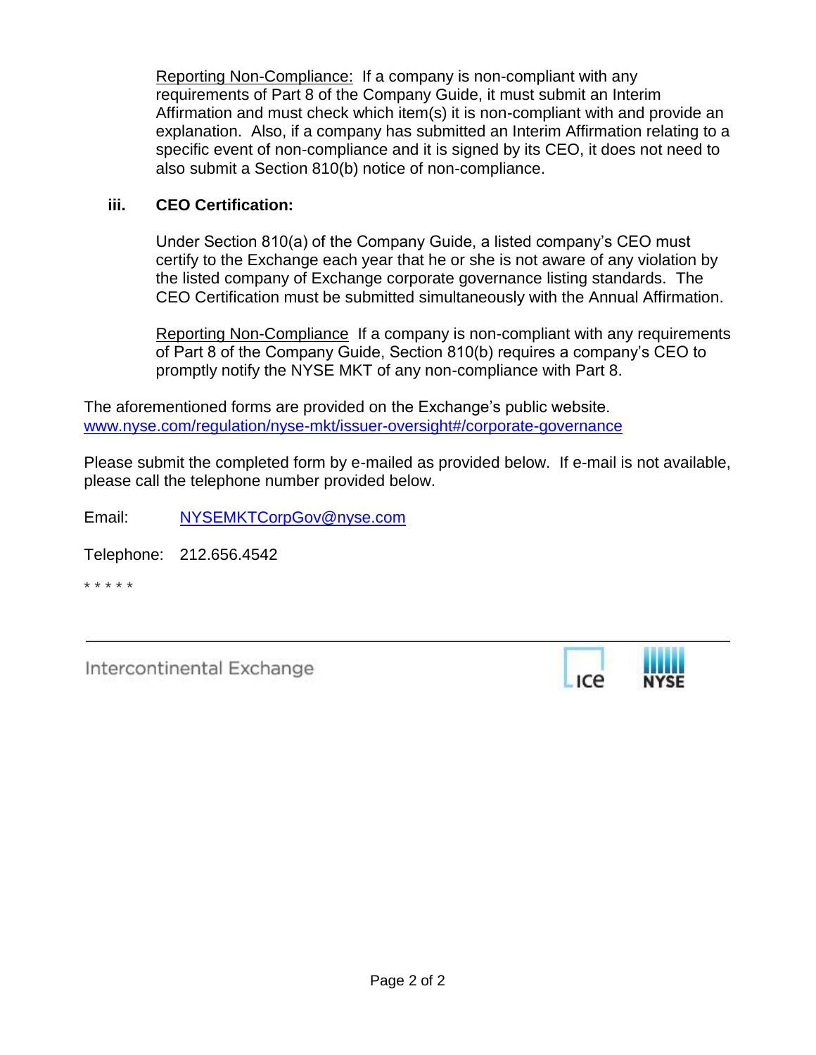Reporting Non-Compliance: If a company is non-compliant with any requirements of Part 8 of the Company Guide, it must submit an Interim Affirmation and must check which item(s) it is non-compliant with and provide an explanation. Also, if a company has submitted an Interim Affirmation relating to a specific event of non-compliance and it is signed by its CEO, it does not need to also submit a Section 810(b) notice of non-compliance.

**iii. CEO Certification:**

Under Section 810(a) of the Company Guide, a listed company's CEO must certify to the Exchange each year that he or she is not aware of any violation by the listed company of Exchange corporate governance listing standards. The CEO Certification must be submitted simultaneously with the Annual Affirmation.

Reporting Non-Compliance If a company is non-compliant with any requirements of Part 8 of the Company Guide, Section 810(b) requires a company's CEO to promptly notify the NYSE MKT of any non-compliance with Part 8.

The aforementioned forms are provided on the Exchange's public website. www.nyse.com/regulation/nyse-mkt/issuer-oversight#/corporate-governance

Please submit the completed form by e-mailed as provided below. If e-mail is not available, please call the telephone number provided below.

Email: NYSEMKTCorpGov@nyse.com

Telephone: 212.656.4542

* * * * *

Intercontinental Exchange

ICE NYSE